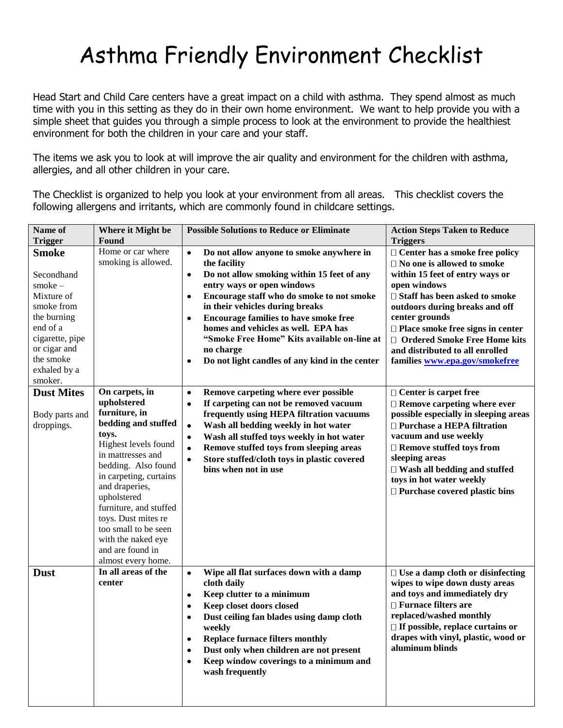# Asthma Friendly Environment Checklist

Head Start and Child Care centers have a great impact on a child with asthma. They spend almost as much time with you in this setting as they do in their own home environment. We want to help provide you with a simple sheet that guides you through a simple process to look at the environment to provide the healthiest environment for both the children in your care and your staff.

The items we ask you to look at will improve the air quality and environment for the children with asthma, allergies, and all other children in your care.

The Checklist is organized to help you look at your environment from all areas. This checklist covers the following allergens and irritants, which are commonly found in childcare settings.

| Name of Trigger | Where it Might be Found | Possible Solutions to Reduce or Eliminate | Action Steps Taken to Reduce Triggers |
|---|---|---|---|
| **Smoke**<br><br>Secondhand smoke – Mixture of smoke from the burning end of a cigarette, pipe or cigar and the smoke exhaled by a smoker. | Home or car where smoking is allowed. | • **Do not allow anyone to smoke anywhere in the facility**<br>• **Do not allow smoking within 15 feet of any entry ways or open windows**<br>• **Encourage staff who do smoke to not smoke in their vehicles during breaks**<br>• **Encourage families to have smoke free homes and vehicles as well. EPA has "Smoke Free Home" Kits available on-line at no charge**<br>• **Do not light candles of any kind in the center** | □ **Center has a smoke free policy**<br>□ **No one is allowed to smoke within 15 feet of entry ways or open windows**<br>□ **Staff has been asked to smoke outdoors during breaks and off center grounds**<br>□ **Place smoke free signs in center**<br>□ **Ordered Smoke Free Home kits and distributed to all enrolled families www.epa.gov/smokefree** |
| **Dust Mites**<br><br>Body parts and droppings. | **On carpets, in upholstered furniture, in bedding and stuffed toys.**<br>Highest levels found in mattresses and bedding. Also found in carpeting, curtains and draperies, upholstered furniture, and stuffed toys. Dust mites re too small to be seen with the naked eye and are found in almost every home. | • **Remove carpeting where ever possible**<br>• **If carpeting can not be removed vacuum frequently using HEPA filtration vacuums**<br>• **Wash all bedding weekly in hot water**<br>• **Wash all stuffed toys weekly in hot water**<br>• **Remove stuffed toys from sleeping areas**<br>• **Store stuffed/cloth toys in plastic covered bins when not in use** | □ **Center is carpet free**<br>□ **Remove carpeting where ever possible especially in sleeping areas**<br>□ **Purchase a HEPA filtration vacuum and use weekly**<br>□ **Remove stuffed toys from sleeping areas**<br>□ **Wash all bedding and stuffed toys in hot water weekly**<br>□ **Purchase covered plastic bins** |
| **Dust** | **In all areas of the center** | • **Wipe all flat surfaces down with a damp cloth daily**<br>• **Keep clutter to a minimum**<br>• **Keep closet doors closed**<br>• **Dust ceiling fan blades using damp cloth weekly**<br>• **Replace furnace filters monthly**<br>• **Dust only when children are not present**<br>• **Keep window coverings to a minimum and wash frequently** | □ **Use a damp cloth or disinfecting wipes to wipe down dusty areas and toys and immediately dry**<br>□ **Furnace filters are replaced/washed monthly**<br>□ **If possible, replace curtains or drapes with vinyl, plastic, wood or aluminum blinds** |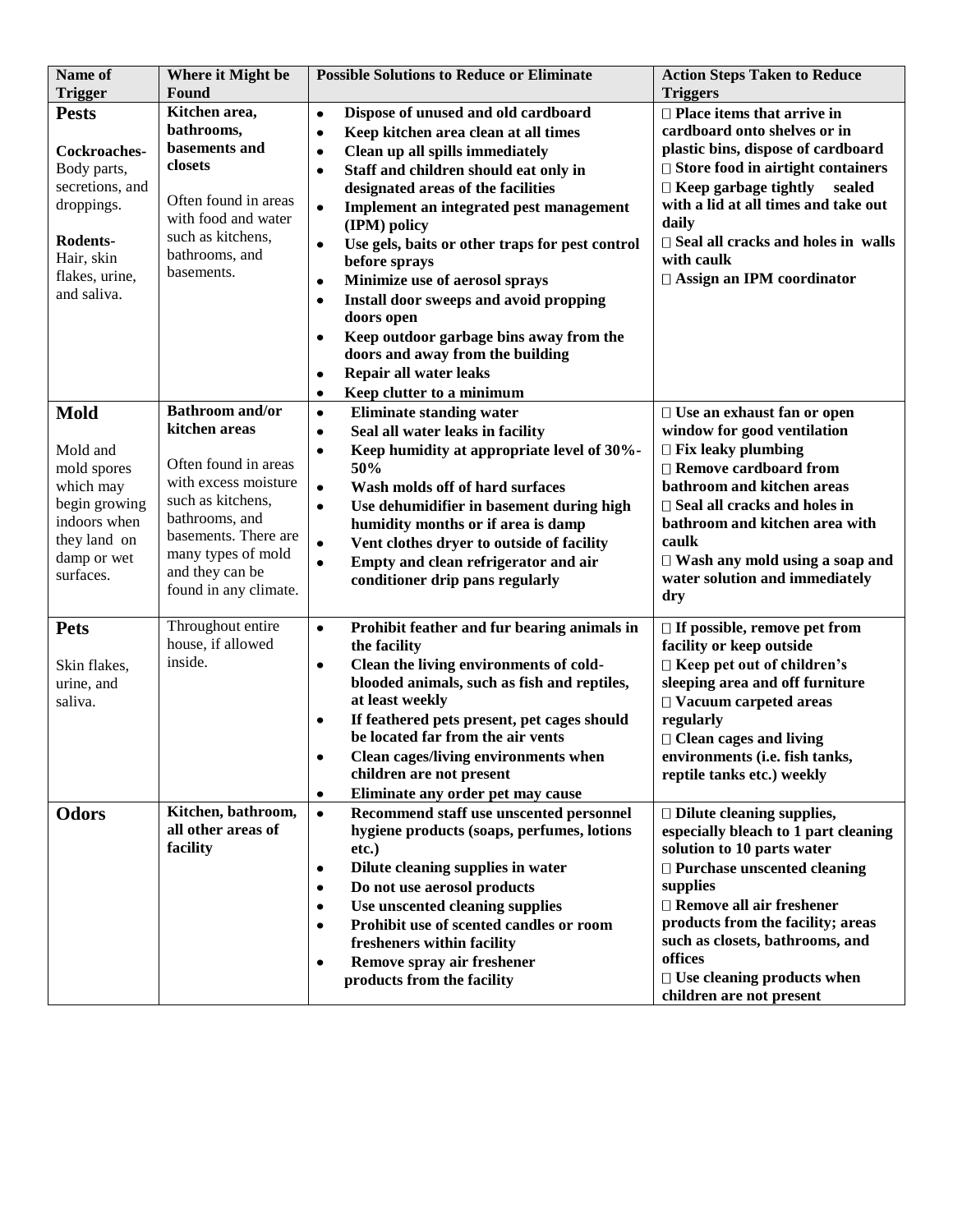| Name of Trigger | Where it Might be Found | Possible Solutions to Reduce or Eliminate | Action Steps Taken to Reduce Triggers |
|---|---|---|---|
| **Pests**<br><br>**Cockroaches-** Body parts, secretions, and droppings.<br><br>**Rodents-** Hair, skin flakes, urine, and saliva. | **Kitchen area, bathrooms, basements and closets**<br><br>Often found in areas with food and water such as kitchens, bathrooms, and basements. | • **Dispose of unused and old cardboard**<br>• **Keep kitchen area clean at all times**<br>• **Clean up all spills immediately**<br>• **Staff and children should eat only in designated areas of the facilities**<br>• **Implement an integrated pest management (IPM) policy**<br>• **Use gels, baits or other traps for pest control before sprays**<br>• **Minimize use of aerosol sprays**<br>• **Install door sweeps and avoid propping doors open**<br>• **Keep outdoor garbage bins away from the doors and away from the building**<br>• **Repair all water leaks**<br>• **Keep clutter to a minimum** | □ **Place items that arrive in cardboard onto shelves or in plastic bins, dispose of cardboard**<br>□ **Store food in airtight containers**<br>□ **Keep garbage tightly sealed with a lid at all times and take out daily**<br>□ **Seal all cracks and holes in walls with caulk**<br>□ **Assign an IPM coordinator** |
| **Mold**<br><br>Mold and mold spores which may begin growing indoors when they land on damp or wet surfaces. | **Bathroom and/or kitchen areas**<br><br>Often found in areas with excess moisture such as kitchens, bathrooms, and basements. There are many types of mold and they can be found in any climate. | • **Eliminate standing water**<br>• **Seal all water leaks in facility**<br>• **Keep humidity at appropriate level of 30%-50%**<br>• **Wash molds off of hard surfaces**<br>• **Use dehumidifier in basement during high humidity months or if area is damp**<br>• **Vent clothes dryer to outside of facility**<br>• **Empty and clean refrigerator and air conditioner drip pans regularly** | □ **Use an exhaust fan or open window for good ventilation**<br>□ **Fix leaky plumbing**<br>□ **Remove cardboard from bathroom and kitchen areas**<br>□ **Seal all cracks and holes in bathroom and kitchen area with caulk**<br>□ **Wash any mold using a soap and water solution and immediately dry** |
| **Pets**<br><br>Skin flakes, urine, and saliva. | Throughout entire house, if allowed inside. | • **Prohibit feather and fur bearing animals in the facility**<br>• **Clean the living environments of cold-blooded animals, such as fish and reptiles, at least weekly**<br>• **If feathered pets present, pet cages should be located far from the air vents**<br>• **Clean cages/living environments when children are not present**<br>• **Eliminate any order pet may cause** | □ **If possible, remove pet from facility or keep outside**<br>□ **Keep pet out of children's sleeping area and off furniture**<br>□ **Vacuum carpeted areas regularly**<br>□ **Clean cages and living environments (i.e. fish tanks, reptile tanks etc.) weekly** |
| **Odors** | **Kitchen, bathroom, all other areas of facility** | • **Recommend staff use unscented personnel hygiene products (soaps, perfumes, lotions etc.)**<br>• **Dilute cleaning supplies in water**<br>• **Do not use aerosol products**<br>• **Use unscented cleaning supplies**<br>• **Prohibit use of scented candles or room fresheners within facility**<br>• **Remove spray air freshener products from the facility** | □ **Dilute cleaning supplies, especially bleach to 1 part cleaning solution to 10 parts water**<br>□ **Purchase unscented cleaning supplies**<br>□ **Remove all air freshener products from the facility; areas such as closets, bathrooms, and offices**<br>□ **Use cleaning products when children are not present** |